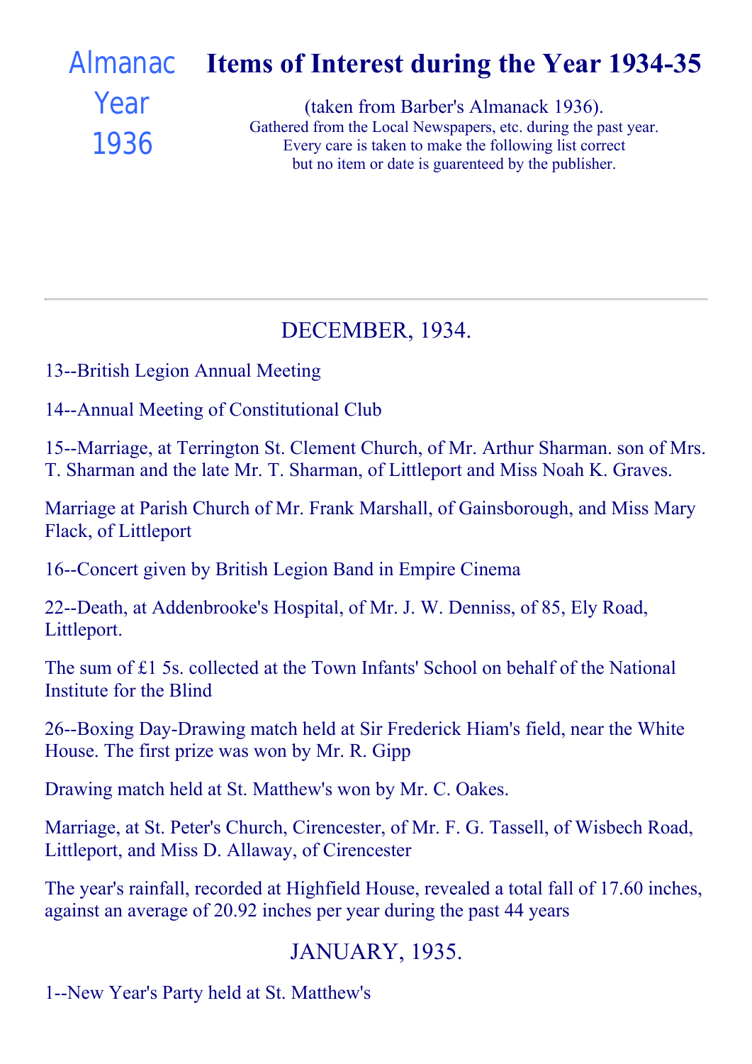Almanac Year 1936

# Items of Interest during the Year 1934-35

(taken from Barber's Almanack 1936).
Gathered from the Local Newspapers, etc. during the past year.
Every care is taken to make the following list correct
but no item or date is guarenteed by the publisher.

---

## DECEMBER, 1934.

13--British Legion Annual Meeting

14--Annual Meeting of Constitutional Club

15--Marriage, at Terrington St. Clement Church, of Mr. Arthur Sharman. son of Mrs. T. Sharman and the late Mr. T. Sharman, of Littleport and Miss Noah K. Graves.

Marriage at Parish Church of Mr. Frank Marshall, of Gainsborough, and Miss Mary Flack, of Littleport

16--Concert given by British Legion Band in Empire Cinema

22--Death, at Addenbrooke's Hospital, of Mr. J. W. Denniss, of 85, Ely Road, Littleport.

The sum of £1 5s. collected at the Town Infants' School on behalf of the National Institute for the Blind

26--Boxing Day-Drawing match held at Sir Frederick Hiam's field, near the White House. The first prize was won by Mr. R. Gipp

Drawing match held at St. Matthew's won by Mr. C. Oakes.

Marriage, at St. Peter's Church, Cirencester, of Mr. F. G. Tassell, of Wisbech Road, Littleport, and Miss D. Allaway, of Cirencester

The year's rainfall, recorded at Highfield House, revealed a total fall of 17.60 inches, against an average of 20.92 inches per year during the past 44 years

## JANUARY, 1935.

1--New Year's Party held at St. Matthew's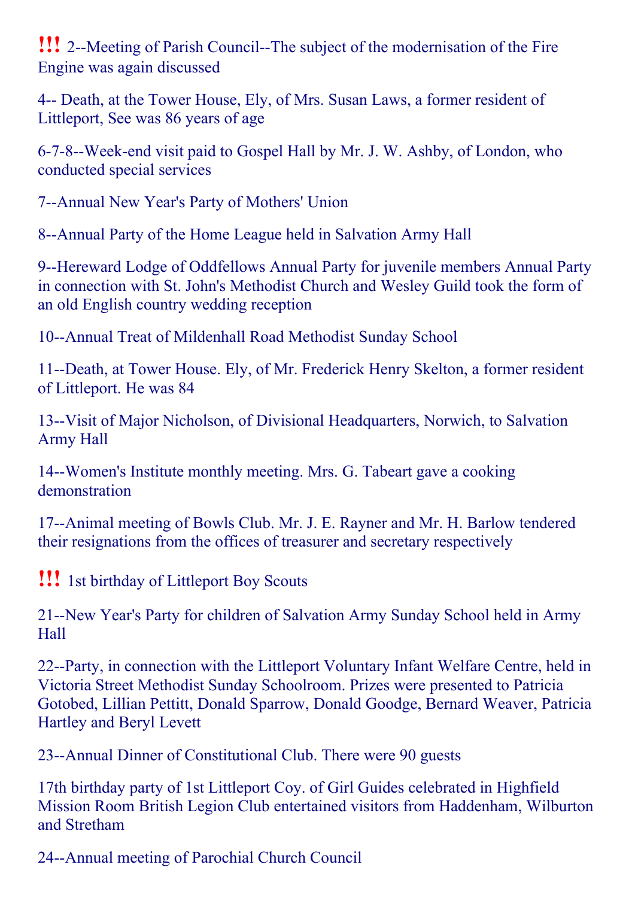!!! 2--Meeting of Parish Council--The subject of the modernisation of the Fire Engine was again discussed

4-- Death, at the Tower House, Ely, of Mrs. Susan Laws, a former resident of Littleport, See was 86 years of age

6-7-8--Week-end visit paid to Gospel Hall by Mr. J. W. Ashby, of London, who conducted special services

7--Annual New Year's Party of Mothers' Union

8--Annual Party of the Home League held in Salvation Army Hall

9--Hereward Lodge of Oddfellows Annual Party for juvenile members Annual Party in connection with St. John's Methodist Church and Wesley Guild took the form of an old English country wedding reception

10--Annual Treat of Mildenhall Road Methodist Sunday School

11--Death, at Tower House. Ely, of Mr. Frederick Henry Skelton, a former resident of Littleport. He was 84

13--Visit of Major Nicholson, of Divisional Headquarters, Norwich, to Salvation Army Hall

14--Women's Institute monthly meeting. Mrs. G. Tabeart gave a cooking demonstration

17--Animal meeting of Bowls Club. Mr. J. E. Rayner and Mr. H. Barlow tendered their resignations from the offices of treasurer and secretary respectively

!!! 1st birthday of Littleport Boy Scouts

21--New Year's Party for children of Salvation Army Sunday School held in Army Hall

22--Party, in connection with the Littleport Voluntary Infant Welfare Centre, held in Victoria Street Methodist Sunday Schoolroom. Prizes were presented to Patricia Gotobed, Lillian Pettitt, Donald Sparrow, Donald Goodge, Bernard Weaver, Patricia Hartley and Beryl Levett

23--Annual Dinner of Constitutional Club. There were 90 guests

17th birthday party of 1st Littleport Coy. of Girl Guides celebrated in Highfield Mission Room British Legion Club entertained visitors from Haddenham, Wilburton and Stretham

24--Annual meeting of Parochial Church Council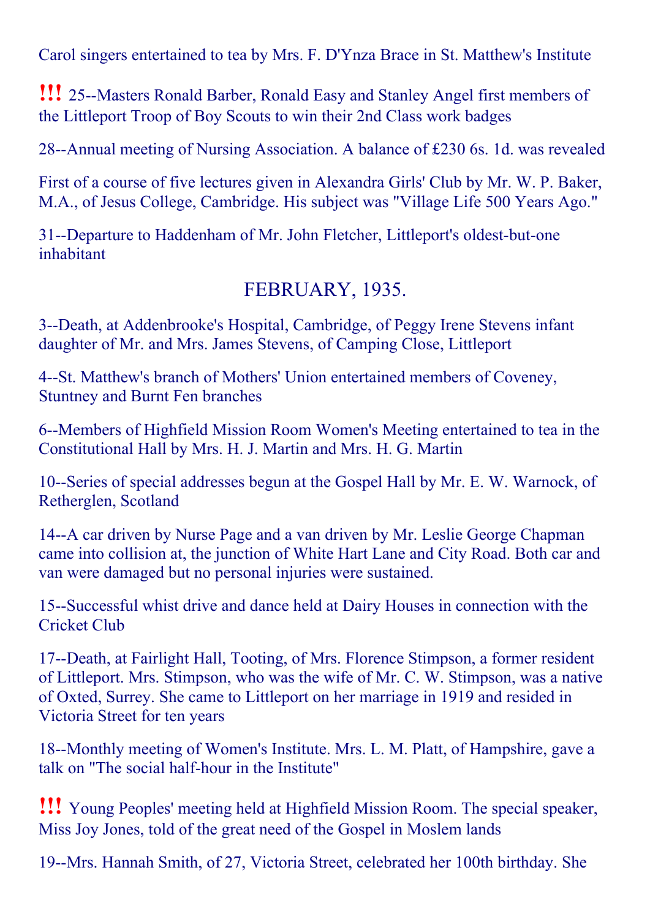Carol singers entertained to tea by Mrs. F. D'Ynza Brace in St. Matthew's Institute

!!! 25--Masters Ronald Barber, Ronald Easy and Stanley Angel first members of the Littleport Troop of Boy Scouts to win their 2nd Class work badges

28--Annual meeting of Nursing Association. A balance of £230 6s. 1d. was revealed

First of a course of five lectures given in Alexandra Girls' Club by Mr. W. P. Baker, M.A., of Jesus College, Cambridge. His subject was "Village Life 500 Years Ago."

31--Departure to Haddenham of Mr. John Fletcher, Littleport's oldest-but-one inhabitant

## FEBRUARY, 1935.

3--Death, at Addenbrooke's Hospital, Cambridge, of Peggy Irene Stevens infant daughter of Mr. and Mrs. James Stevens, of Camping Close, Littleport

4--St. Matthew's branch of Mothers' Union entertained members of Coveney, Stuntney and Burnt Fen branches

6--Members of Highfield Mission Room Women's Meeting entertained to tea in the Constitutional Hall by Mrs. H. J. Martin and Mrs. H. G. Martin

10--Series of special addresses begun at the Gospel Hall by Mr. E. W. Warnock, of Retherglen, Scotland

14--A car driven by Nurse Page and a van driven by Mr. Leslie George Chapman came into collision at, the junction of White Hart Lane and City Road. Both car and van were damaged but no personal injuries were sustained.

15--Successful whist drive and dance held at Dairy Houses in connection with the Cricket Club

17--Death, at Fairlight Hall, Tooting, of Mrs. Florence Stimpson, a former resident of Littleport. Mrs. Stimpson, who was the wife of Mr. C. W. Stimpson, was a native of Oxted, Surrey. She came to Littleport on her marriage in 1919 and resided in Victoria Street for ten years

18--Monthly meeting of Women's Institute. Mrs. L. M. Platt, of Hampshire, gave a talk on "The social half-hour in the Institute"

!!! Young Peoples' meeting held at Highfield Mission Room. The special speaker, Miss Joy Jones, told of the great need of the Gospel in Moslem lands

19--Mrs. Hannah Smith, of 27, Victoria Street, celebrated her 100th birthday. She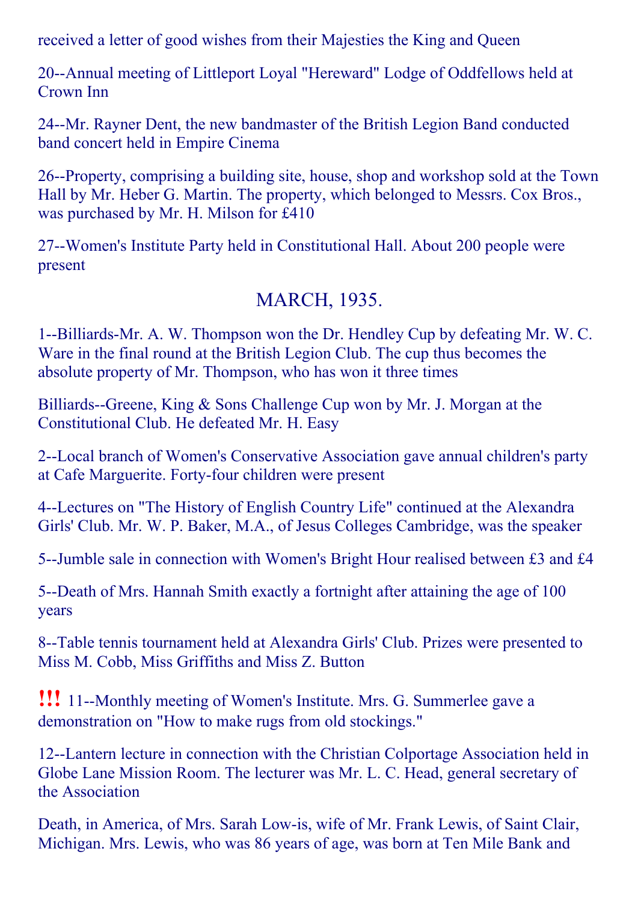received a letter of good wishes from their Majesties the King and Queen

20--Annual meeting of Littleport Loyal "Hereward" Lodge of Oddfellows held at Crown Inn

24--Mr. Rayner Dent, the new bandmaster of the British Legion Band conducted band concert held in Empire Cinema

26--Property, comprising a building site, house, shop and workshop sold at the Town Hall by Mr. Heber G. Martin. The property, which belonged to Messrs. Cox Bros., was purchased by Mr. H. Milson for £410

27--Women's Institute Party held in Constitutional Hall. About 200 people were present

## MARCH, 1935.

1--Billiards-Mr. A. W. Thompson won the Dr. Hendley Cup by defeating Mr. W. C. Ware in the final round at the British Legion Club. The cup thus becomes the absolute property of Mr. Thompson, who has won it three times

Billiards--Greene, King & Sons Challenge Cup won by Mr. J. Morgan at the Constitutional Club. He defeated Mr. H. Easy

2--Local branch of Women's Conservative Association gave annual children's party at Cafe Marguerite. Forty-four children were present

4--Lectures on "The History of English Country Life" continued at the Alexandra Girls' Club. Mr. W. P. Baker, M.A., of Jesus Colleges Cambridge, was the speaker

5--Jumble sale in connection with Women's Bright Hour realised between £3 and £4

5--Death of Mrs. Hannah Smith exactly a fortnight after attaining the age of 100 years

8--Table tennis tournament held at Alexandra Girls' Club. Prizes were presented to Miss M. Cobb, Miss Griffiths and Miss Z. Button

!!! 11--Monthly meeting of Women's Institute. Mrs. G. Summerlee gave a demonstration on "How to make rugs from old stockings."

12--Lantern lecture in connection with the Christian Colportage Association held in Globe Lane Mission Room. The lecturer was Mr. L. C. Head, general secretary of the Association

Death, in America, of Mrs. Sarah Low-is, wife of Mr. Frank Lewis, of Saint Clair, Michigan. Mrs. Lewis, who was 86 years of age, was born at Ten Mile Bank and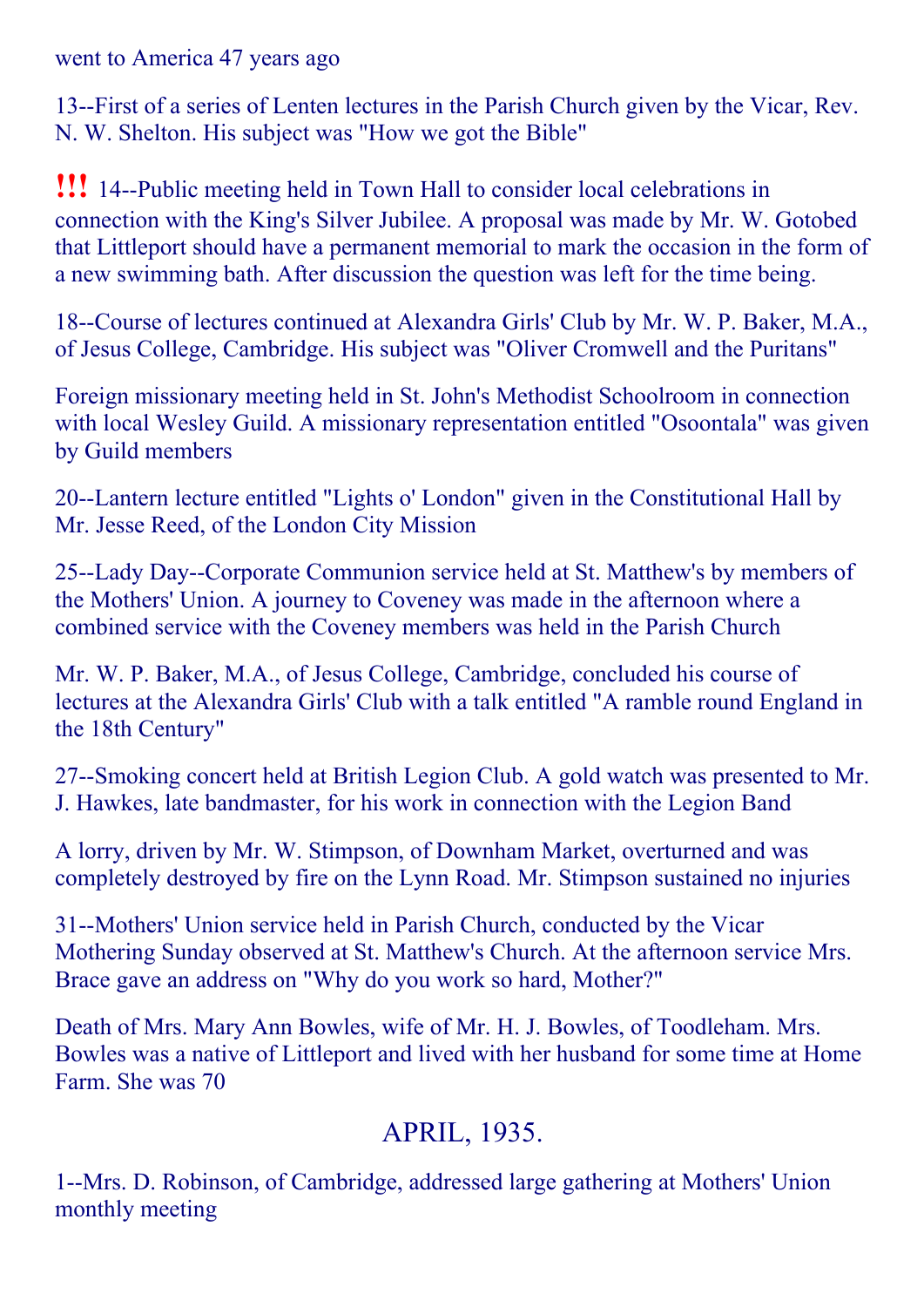went to America 47 years ago

13--First of a series of Lenten lectures in the Parish Church given by the Vicar, Rev. N. W. Shelton. His subject was "How we got the Bible"

!!! 14--Public meeting held in Town Hall to consider local celebrations in connection with the King's Silver Jubilee. A proposal was made by Mr. W. Gotobed that Littleport should have a permanent memorial to mark the occasion in the form of a new swimming bath. After discussion the question was left for the time being.

18--Course of lectures continued at Alexandra Girls' Club by Mr. W. P. Baker, M.A., of Jesus College, Cambridge. His subject was "Oliver Cromwell and the Puritans"

Foreign missionary meeting held in St. John's Methodist Schoolroom in connection with local Wesley Guild. A missionary representation entitled "Osoontala" was given by Guild members

20--Lantern lecture entitled "Lights o' London" given in the Constitutional Hall by Mr. Jesse Reed, of the London City Mission

25--Lady Day--Corporate Communion service held at St. Matthew's by members of the Mothers' Union. A journey to Coveney was made in the afternoon where a combined service with the Coveney members was held in the Parish Church

Mr. W. P. Baker, M.A., of Jesus College, Cambridge, concluded his course of lectures at the Alexandra Girls' Club with a talk entitled "A ramble round England in the 18th Century"

27--Smoking concert held at British Legion Club. A gold watch was presented to Mr. J. Hawkes, late bandmaster, for his work in connection with the Legion Band

A lorry, driven by Mr. W. Stimpson, of Downham Market, overturned and was completely destroyed by fire on the Lynn Road. Mr. Stimpson sustained no injuries

31--Mothers' Union service held in Parish Church, conducted by the Vicar
Mothering Sunday observed at St. Matthew's Church. At the afternoon service Mrs. Brace gave an address on "Why do you work so hard, Mother?"

Death of Mrs. Mary Ann Bowles, wife of Mr. H. J. Bowles, of Toodleham. Mrs. Bowles was a native of Littleport and lived with her husband for some time at Home Farm. She was 70

## APRIL, 1935.

1--Mrs. D. Robinson, of Cambridge, addressed large gathering at Mothers' Union monthly meeting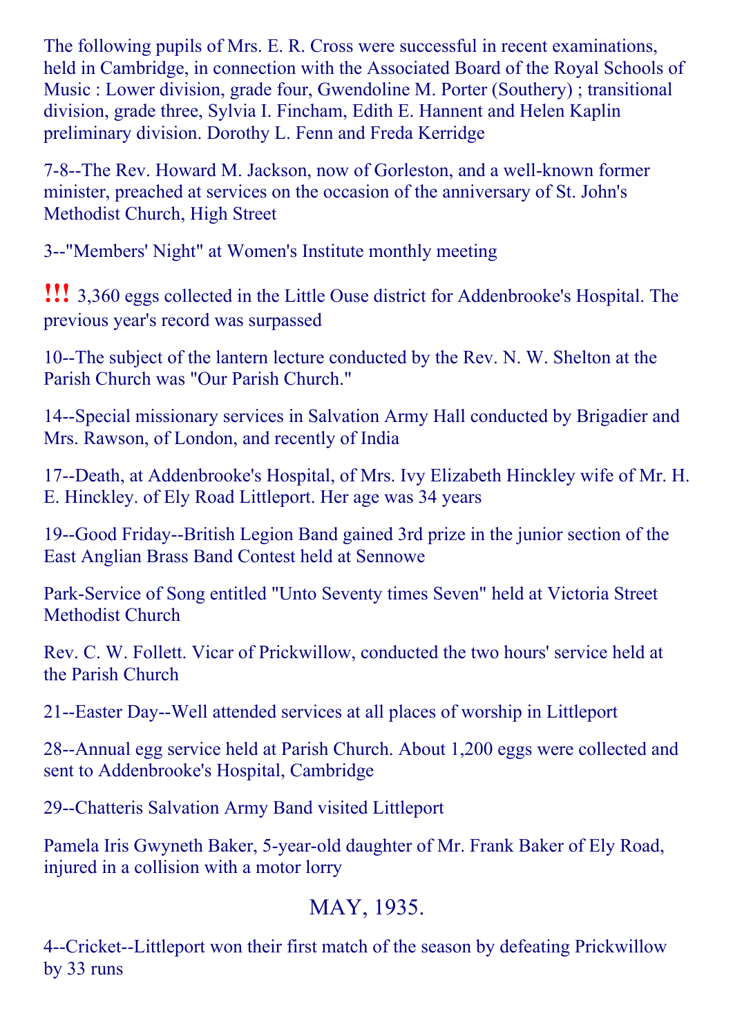The following pupils of Mrs. E. R. Cross were successful in recent examinations, held in Cambridge, in connection with the Associated Board of the Royal Schools of Music : Lower division, grade four, Gwendoline M. Porter (Southery) ; transitional division, grade three, Sylvia I. Fincham, Edith E. Hannent and Helen Kaplin preliminary division. Dorothy L. Fenn and Freda Kerridge

7-8--The Rev. Howard M. Jackson, now of Gorleston, and a well-known former minister, preached at services on the occasion of the anniversary of St. John's Methodist Church, High Street

3--"Members' Night" at Women's Institute monthly meeting

!!! 3,360 eggs collected in the Little Ouse district for Addenbrooke's Hospital. The previous year's record was surpassed

10--The subject of the lantern lecture conducted by the Rev. N. W. Shelton at the Parish Church was "Our Parish Church."

14--Special missionary services in Salvation Army Hall conducted by Brigadier and Mrs. Rawson, of London, and recently of India

17--Death, at Addenbrooke's Hospital, of Mrs. Ivy Elizabeth Hinckley wife of Mr. H. E. Hinckley. of Ely Road Littleport. Her age was 34 years

19--Good Friday--British Legion Band gained 3rd prize in the junior section of the East Anglian Brass Band Contest held at Sennowe

Park-Service of Song entitled "Unto Seventy times Seven" held at Victoria Street Methodist Church

Rev. C. W. Follett. Vicar of Prickwillow, conducted the two hours' service held at the Parish Church

21--Easter Day--Well attended services at all places of worship in Littleport

28--Annual egg service held at Parish Church. About 1,200 eggs were collected and sent to Addenbrooke's Hospital, Cambridge

29--Chatteris Salvation Army Band visited Littleport

Pamela Iris Gwyneth Baker, 5-year-old daughter of Mr. Frank Baker of Ely Road, injured in a collision with a motor lorry

## MAY, 1935.

4--Cricket--Littleport won their first match of the season by defeating Prickwillow by 33 runs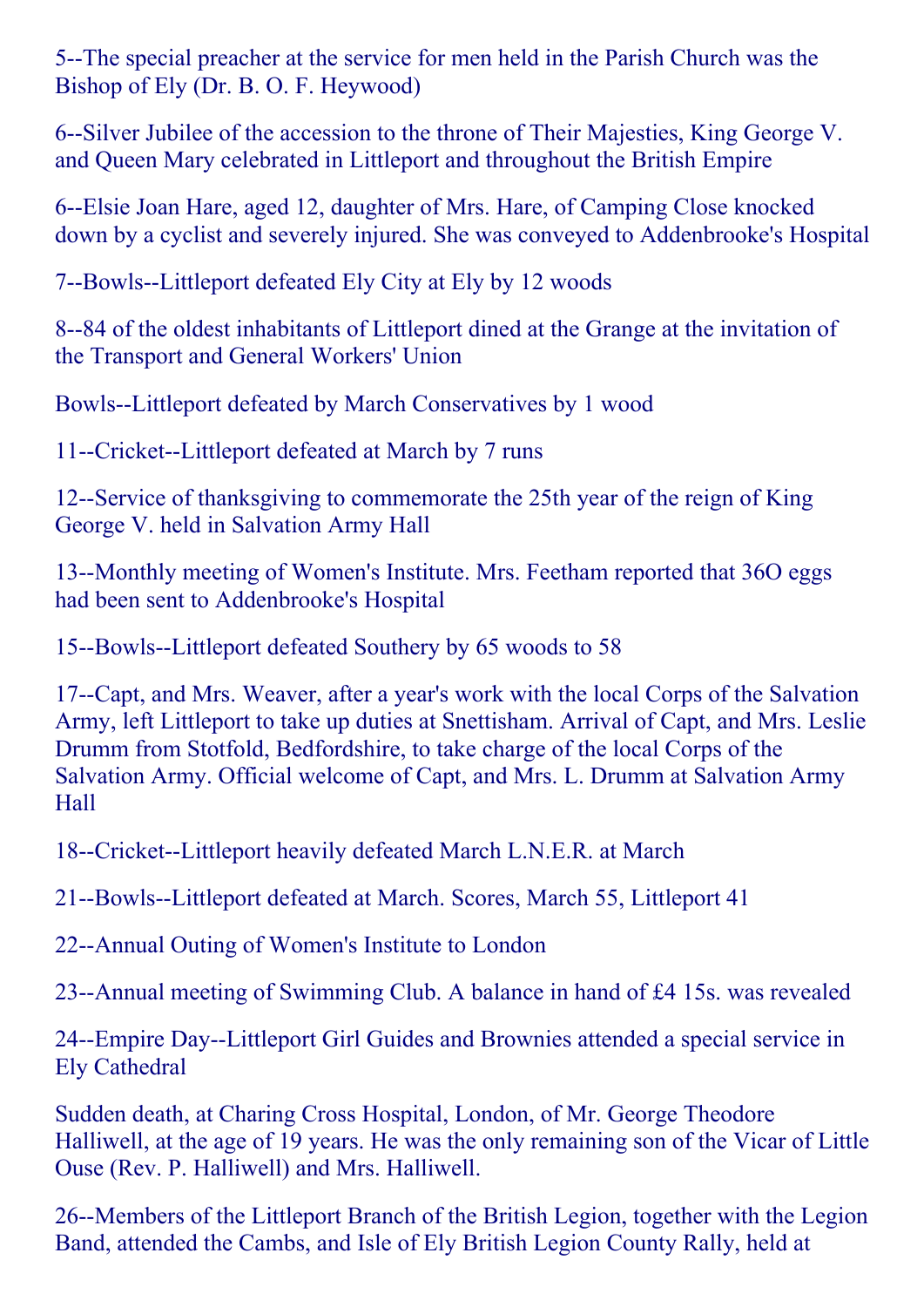5--The special preacher at the service for men held in the Parish Church was the Bishop of Ely (Dr. B. O. F. Heywood)

6--Silver Jubilee of the accession to the throne of Their Majesties, King George V. and Queen Mary celebrated in Littleport and throughout the British Empire

6--Elsie Joan Hare, aged 12, daughter of Mrs. Hare, of Camping Close knocked down by a cyclist and severely injured. She was conveyed to Addenbrooke's Hospital

7--Bowls--Littleport defeated Ely City at Ely by 12 woods

8--84 of the oldest inhabitants of Littleport dined at the Grange at the invitation of the Transport and General Workers' Union

Bowls--Littleport defeated by March Conservatives by 1 wood

11--Cricket--Littleport defeated at March by 7 runs

12--Service of thanksgiving to commemorate the 25th year of the reign of King George V. held in Salvation Army Hall

13--Monthly meeting of Women's Institute. Mrs. Feetham reported that 36O eggs had been sent to Addenbrooke's Hospital

15--Bowls--Littleport defeated Southery by 65 woods to 58

17--Capt, and Mrs. Weaver, after a year's work with the local Corps of the Salvation Army, left Littleport to take up duties at Snettisham. Arrival of Capt, and Mrs. Leslie Drumm from Stotfold, Bedfordshire, to take charge of the local Corps of the Salvation Army. Official welcome of Capt, and Mrs. L. Drumm at Salvation Army Hall

18--Cricket--Littleport heavily defeated March L.N.E.R. at March

21--Bowls--Littleport defeated at March. Scores, March 55, Littleport 41

22--Annual Outing of Women's Institute to London

23--Annual meeting of Swimming Club. A balance in hand of £4 15s. was revealed

24--Empire Day--Littleport Girl Guides and Brownies attended a special service in Ely Cathedral

Sudden death, at Charing Cross Hospital, London, of Mr. George Theodore Halliwell, at the age of 19 years. He was the only remaining son of the Vicar of Little Ouse (Rev. P. Halliwell) and Mrs. Halliwell.

26--Members of the Littleport Branch of the British Legion, together with the Legion Band, attended the Cambs, and Isle of Ely British Legion County Rally, held at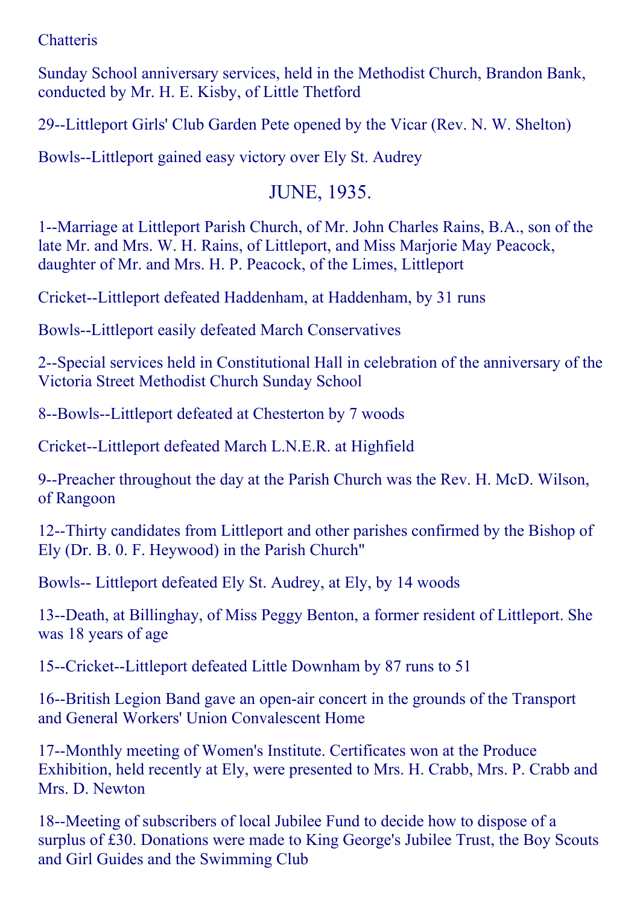Chatteris

Sunday School anniversary services, held in the Methodist Church, Brandon Bank, conducted by Mr. H. E. Kisby, of Little Thetford

29--Littleport Girls' Club Garden Pete opened by the Vicar (Rev. N. W. Shelton)

Bowls--Littleport gained easy victory over Ely St. Audrey

## JUNE, 1935.

1--Marriage at Littleport Parish Church, of Mr. John Charles Rains, B.A., son of the late Mr. and Mrs. W. H. Rains, of Littleport, and Miss Marjorie May Peacock, daughter of Mr. and Mrs. H. P. Peacock, of the Limes, Littleport

Cricket--Littleport defeated Haddenham, at Haddenham, by 31 runs

Bowls--Littleport easily defeated March Conservatives

2--Special services held in Constitutional Hall in celebration of the anniversary of the Victoria Street Methodist Church Sunday School

8--Bowls--Littleport defeated at Chesterton by 7 woods

Cricket--Littleport defeated March L.N.E.R. at Highfield

9--Preacher throughout the day at the Parish Church was the Rev. H. McD. Wilson, of Rangoon

12--Thirty candidates from Littleport and other parishes confirmed by the Bishop of Ely (Dr. B. 0. F. Heywood) in the Parish Church"

Bowls-- Littleport defeated Ely St. Audrey, at Ely, by 14 woods

13--Death, at Billinghay, of Miss Peggy Benton, a former resident of Littleport. She was 18 years of age

15--Cricket--Littleport defeated Little Downham by 87 runs to 51

16--British Legion Band gave an open-air concert in the grounds of the Transport and General Workers' Union Convalescent Home

17--Monthly meeting of Women's Institute. Certificates won at the Produce Exhibition, held recently at Ely, were presented to Mrs. H. Crabb, Mrs. P. Crabb and Mrs. D. Newton

18--Meeting of subscribers of local Jubilee Fund to decide how to dispose of a surplus of £30. Donations were made to King George's Jubilee Trust, the Boy Scouts and Girl Guides and the Swimming Club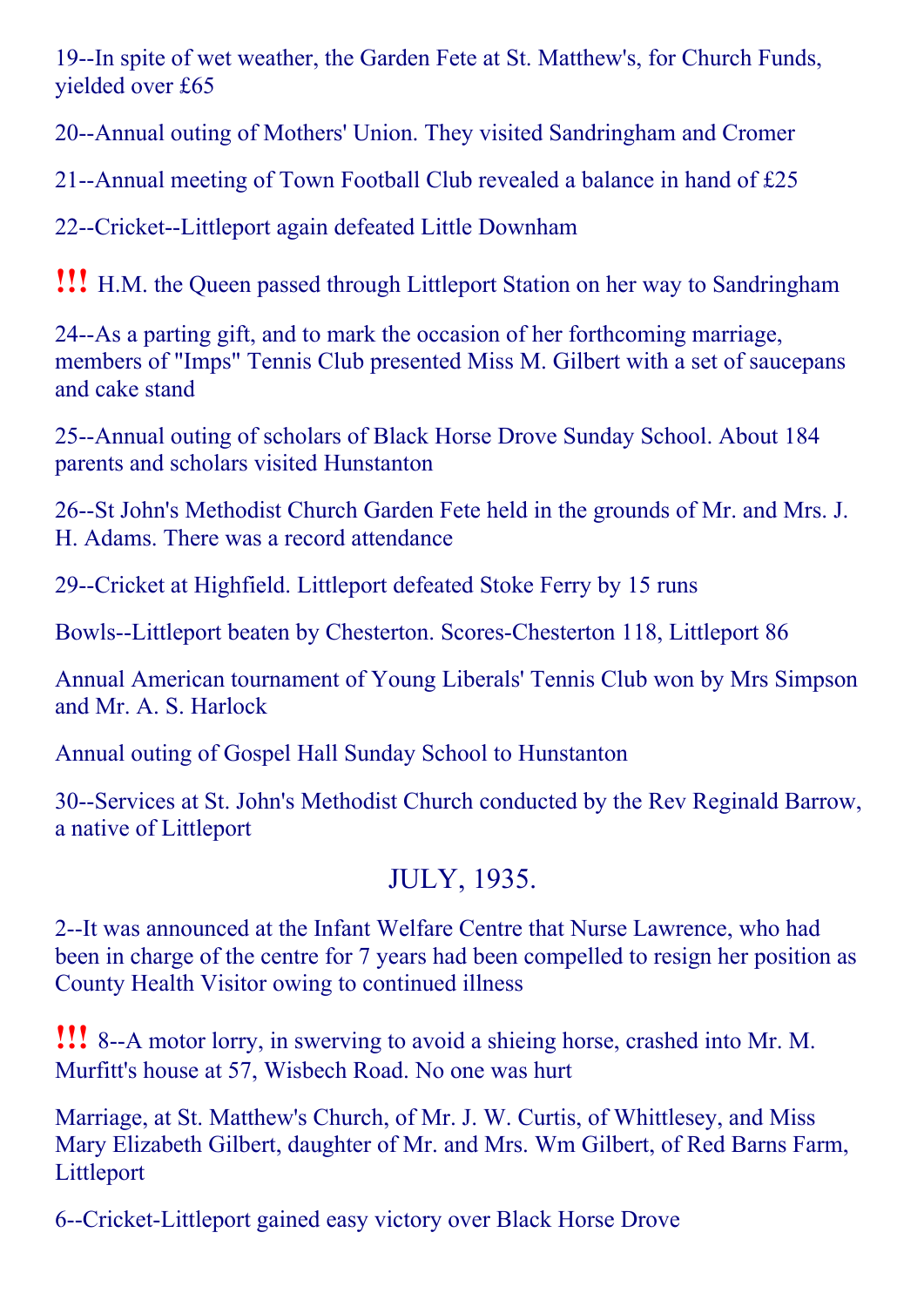19--In spite of wet weather, the Garden Fete at St. Matthew's, for Church Funds, yielded over £65

20--Annual outing of Mothers' Union. They visited Sandringham and Cromer

21--Annual meeting of Town Football Club revealed a balance in hand of £25

22--Cricket--Littleport again defeated Little Downham

!!! H.M. the Queen passed through Littleport Station on her way to Sandringham

24--As a parting gift, and to mark the occasion of her forthcoming marriage, members of "Imps" Tennis Club presented Miss M. Gilbert with a set of saucepans and cake stand

25--Annual outing of scholars of Black Horse Drove Sunday School. About 184 parents and scholars visited Hunstanton

26--St John's Methodist Church Garden Fete held in the grounds of Mr. and Mrs. J. H. Adams. There was a record attendance

29--Cricket at Highfield. Littleport defeated Stoke Ferry by 15 runs

Bowls--Littleport beaten by Chesterton. Scores-Chesterton 118, Littleport 86

Annual American tournament of Young Liberals' Tennis Club won by Mrs Simpson and Mr. A. S. Harlock

Annual outing of Gospel Hall Sunday School to Hunstanton

30--Services at St. John's Methodist Church conducted by the Rev Reginald Barrow, a native of Littleport

## JULY, 1935.

2--It was announced at the Infant Welfare Centre that Nurse Lawrence, who had been in charge of the centre for 7 years had been compelled to resign her position as County Health Visitor owing to continued illness

!!! 8--A motor lorry, in swerving to avoid a shieing horse, crashed into Mr. M. Murfitt's house at 57, Wisbech Road. No one was hurt

Marriage, at St. Matthew's Church, of Mr. J. W. Curtis, of Whittlesey, and Miss Mary Elizabeth Gilbert, daughter of Mr. and Mrs. Wm Gilbert, of Red Barns Farm, Littleport

6--Cricket-Littleport gained easy victory over Black Horse Drove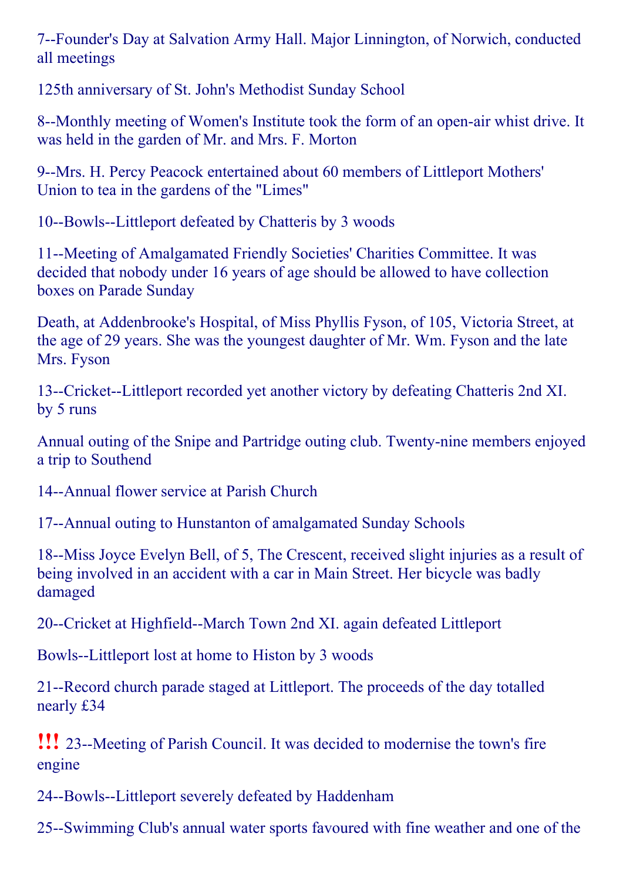7--Founder's Day at Salvation Army Hall. Major Linnington, of Norwich, conducted all meetings

125th anniversary of St. John's Methodist Sunday School

8--Monthly meeting of Women's Institute took the form of an open-air whist drive. It was held in the garden of Mr. and Mrs. F. Morton

9--Mrs. H. Percy Peacock entertained about 60 members of Littleport Mothers' Union to tea in the gardens of the "Limes"

10--Bowls--Littleport defeated by Chatteris by 3 woods

11--Meeting of Amalgamated Friendly Societies' Charities Committee. It was decided that nobody under 16 years of age should be allowed to have collection boxes on Parade Sunday

Death, at Addenbrooke's Hospital, of Miss Phyllis Fyson, of 105, Victoria Street, at the age of 29 years. She was the youngest daughter of Mr. Wm. Fyson and the late Mrs. Fyson

13--Cricket--Littleport recorded yet another victory by defeating Chatteris 2nd XI. by 5 runs

Annual outing of the Snipe and Partridge outing club. Twenty-nine members enjoyed a trip to Southend

14--Annual flower service at Parish Church

17--Annual outing to Hunstanton of amalgamated Sunday Schools

18--Miss Joyce Evelyn Bell, of 5, The Crescent, received slight injuries as a result of being involved in an accident with a car in Main Street. Her bicycle was badly damaged

20--Cricket at Highfield--March Town 2nd XI. again defeated Littleport

Bowls--Littleport lost at home to Histon by 3 woods

21--Record church parade staged at Littleport. The proceeds of the day totalled nearly £34

!!! 23--Meeting of Parish Council. It was decided to modernise the town's fire engine

24--Bowls--Littleport severely defeated by Haddenham

25--Swimming Club's annual water sports favoured with fine weather and one of the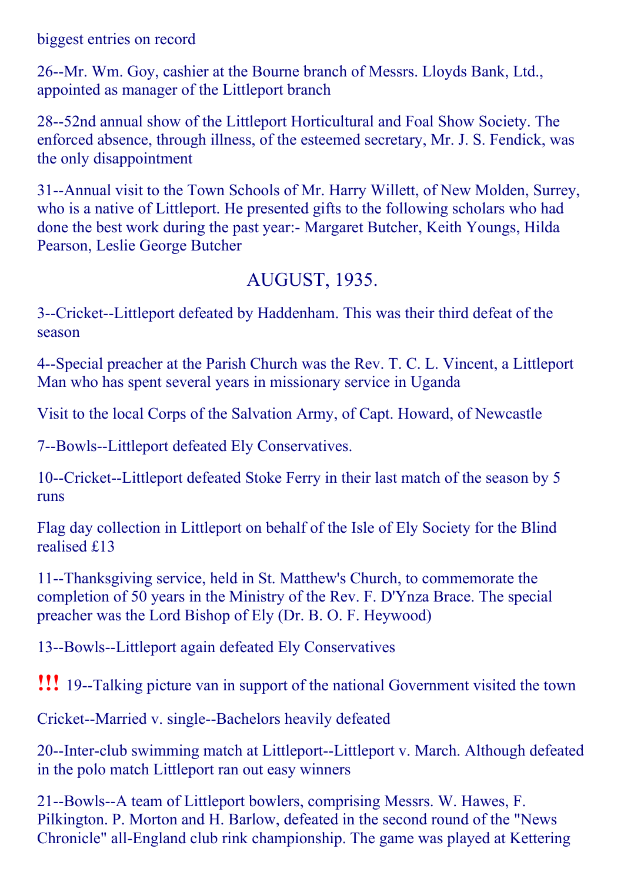biggest entries on record

26--Mr. Wm. Goy, cashier at the Bourne branch of Messrs. Lloyds Bank, Ltd., appointed as manager of the Littleport branch

28--52nd annual show of the Littleport Horticultural and Foal Show Society. The enforced absence, through illness, of the esteemed secretary, Mr. J. S. Fendick, was the only disappointment

31--Annual visit to the Town Schools of Mr. Harry Willett, of New Molden, Surrey, who is a native of Littleport. He presented gifts to the following scholars who had done the best work during the past year:- Margaret Butcher, Keith Youngs, Hilda Pearson, Leslie George Butcher

## AUGUST, 1935.

3--Cricket--Littleport defeated by Haddenham. This was their third defeat of the season

4--Special preacher at the Parish Church was the Rev. T. C. L. Vincent, a Littleport Man who has spent several years in missionary service in Uganda

Visit to the local Corps of the Salvation Army, of Capt. Howard, of Newcastle

7--Bowls--Littleport defeated Ely Conservatives.

10--Cricket--Littleport defeated Stoke Ferry in their last match of the season by 5 runs

Flag day collection in Littleport on behalf of the Isle of Ely Society for the Blind realised £13

11--Thanksgiving service, held in St. Matthew's Church, to commemorate the completion of 50 years in the Ministry of the Rev. F. D'Ynza Brace. The special preacher was the Lord Bishop of Ely (Dr. B. O. F. Heywood)

13--Bowls--Littleport again defeated Ely Conservatives

!!! 19--Talking picture van in support of the national Government visited the town

Cricket--Married v. single--Bachelors heavily defeated

20--Inter-club swimming match at Littleport--Littleport v. March. Although defeated in the polo match Littleport ran out easy winners

21--Bowls--A team of Littleport bowlers, comprising Messrs. W. Hawes, F. Pilkington. P. Morton and H. Barlow, defeated in the second round of the "News Chronicle" all-England club rink championship. The game was played at Kettering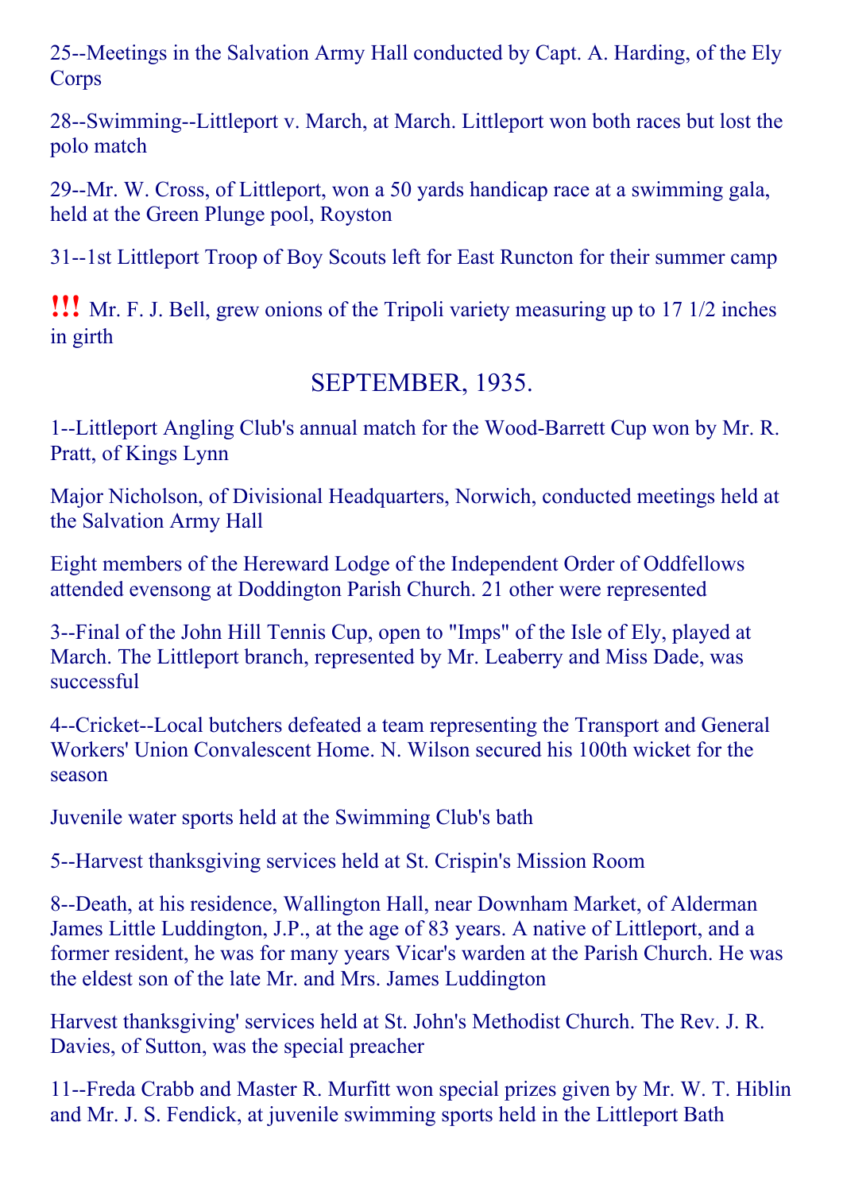25--Meetings in the Salvation Army Hall conducted by Capt. A. Harding, of the Ely Corps

28--Swimming--Littleport v. March, at March. Littleport won both races but lost the polo match

29--Mr. W. Cross, of Littleport, won a 50 yards handicap race at a swimming gala, held at the Green Plunge pool, Royston

31--1st Littleport Troop of Boy Scouts left for East Runcton for their summer camp

!!! Mr. F. J. Bell, grew onions of the Tripoli variety measuring up to 17 1/2 inches in girth

## SEPTEMBER, 1935.

1--Littleport Angling Club's annual match for the Wood-Barrett Cup won by Mr. R. Pratt, of Kings Lynn

Major Nicholson, of Divisional Headquarters, Norwich, conducted meetings held at the Salvation Army Hall

Eight members of the Hereward Lodge of the Independent Order of Oddfellows attended evensong at Doddington Parish Church. 21 other were represented

3--Final of the John Hill Tennis Cup, open to "Imps" of the Isle of Ely, played at March. The Littleport branch, represented by Mr. Leaberry and Miss Dade, was successful

4--Cricket--Local butchers defeated a team representing the Transport and General Workers' Union Convalescent Home. N. Wilson secured his 100th wicket for the season

Juvenile water sports held at the Swimming Club's bath

5--Harvest thanksgiving services held at St. Crispin's Mission Room

8--Death, at his residence, Wallington Hall, near Downham Market, of Alderman James Little Luddington, J.P., at the age of 83 years. A native of Littleport, and a former resident, he was for many years Vicar's warden at the Parish Church. He was the eldest son of the late Mr. and Mrs. James Luddington

Harvest thanksgiving' services held at St. John's Methodist Church. The Rev. J. R. Davies, of Sutton, was the special preacher

11--Freda Crabb and Master R. Murfitt won special prizes given by Mr. W. T. Hiblin and Mr. J. S. Fendick, at juvenile swimming sports held in the Littleport Bath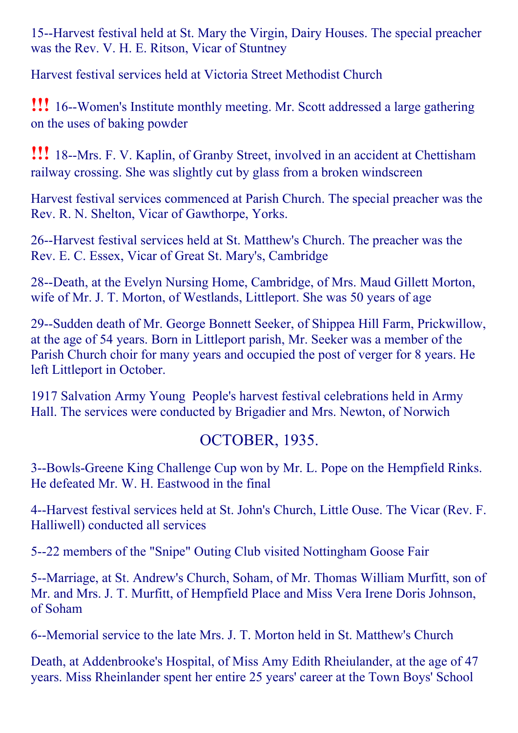15--Harvest festival held at St. Mary the Virgin, Dairy Houses. The special preacher was the Rev. V. H. E. Ritson, Vicar of Stuntney

Harvest festival services held at Victoria Street Methodist Church

**!!!** 16--Women's Institute monthly meeting. Mr. Scott addressed a large gathering on the uses of baking powder

**!!!** 18--Mrs. F. V. Kaplin, of Granby Street, involved in an accident at Chettisham railway crossing. She was slightly cut by glass from a broken windscreen

Harvest festival services commenced at Parish Church. The special preacher was the Rev. R. N. Shelton, Vicar of Gawthorpe, Yorks.

26--Harvest festival services held at St. Matthew's Church. The preacher was the Rev. E. C. Essex, Vicar of Great St. Mary's, Cambridge

28--Death, at the Evelyn Nursing Home, Cambridge, of Mrs. Maud Gillett Morton, wife of Mr. J. T. Morton, of Westlands, Littleport. She was 50 years of age

29--Sudden death of Mr. George Bonnett Seeker, of Shippea Hill Farm, Prickwillow, at the age of 54 years. Born in Littleport parish, Mr. Seeker was a member of the Parish Church choir for many years and occupied the post of verger for 8 years. He left Littleport in October.

1917 Salvation Army Young People's harvest festival celebrations held in Army Hall. The services were conducted by Brigadier and Mrs. Newton, of Norwich

## OCTOBER, 1935.

3--Bowls-Greene King Challenge Cup won by Mr. L. Pope on the Hempfield Rinks. He defeated Mr. W. H. Eastwood in the final

4--Harvest festival services held at St. John's Church, Little Ouse. The Vicar (Rev. F. Halliwell) conducted all services

5--22 members of the "Snipe" Outing Club visited Nottingham Goose Fair

5--Marriage, at St. Andrew's Church, Soham, of Mr. Thomas William Murfitt, son of Mr. and Mrs. J. T. Murfitt, of Hempfield Place and Miss Vera Irene Doris Johnson, of Soham

6--Memorial service to the late Mrs. J. T. Morton held in St. Matthew's Church

Death, at Addenbrooke's Hospital, of Miss Amy Edith Rheiulander, at the age of 47 years. Miss Rheinlander spent her entire 25 years' career at the Town Boys' School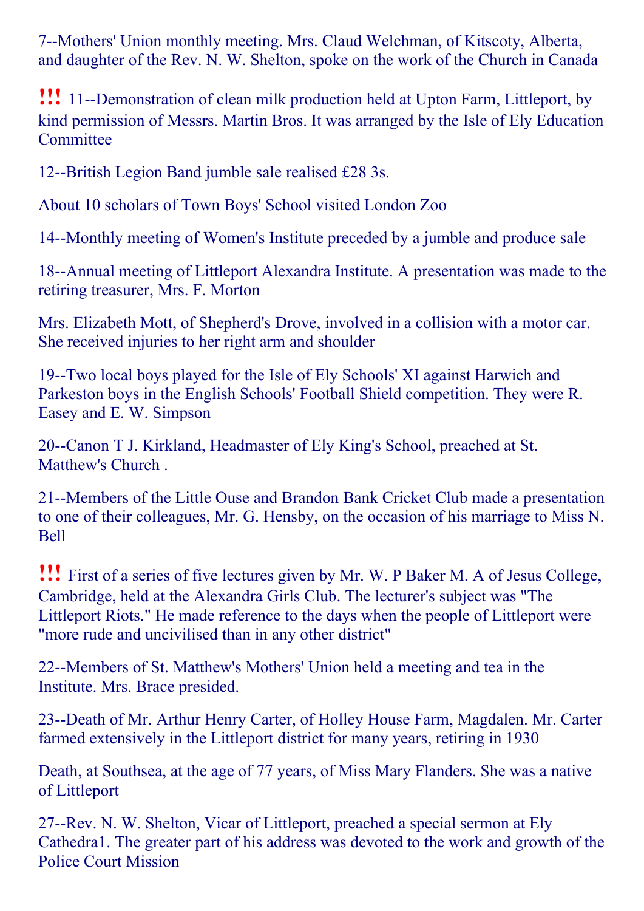7--Mothers' Union monthly meeting. Mrs. Claud Welchman, of Kitscoty, Alberta, and daughter of the Rev. N. W. Shelton, spoke on the work of the Church in Canada

**!!!** 11--Demonstration of clean milk production held at Upton Farm, Littleport, by kind permission of Messrs. Martin Bros. It was arranged by the Isle of Ely Education Committee

12--British Legion Band jumble sale realised £28 3s.

About 10 scholars of Town Boys' School visited London Zoo

14--Monthly meeting of Women's Institute preceded by a jumble and produce sale

18--Annual meeting of Littleport Alexandra Institute. A presentation was made to the retiring treasurer, Mrs. F. Morton

Mrs. Elizabeth Mott, of Shepherd's Drove, involved in a collision with a motor car. She received injuries to her right arm and shoulder

19--Two local boys played for the Isle of Ely Schools' XI against Harwich and Parkeston boys in the English Schools' Football Shield competition. They were R. Easey and E. W. Simpson

20--Canon T J. Kirkland, Headmaster of Ely King's School, preached at St. Matthew's Church .

21--Members of the Little Ouse and Brandon Bank Cricket Club made a presentation to one of their colleagues, Mr. G. Hensby, on the occasion of his marriage to Miss N. Bell

**!!!** First of a series of five lectures given by Mr. W. P Baker M. A of Jesus College, Cambridge, held at the Alexandra Girls Club. The lecturer's subject was "The Littleport Riots." He made reference to the days when the people of Littleport were "more rude and uncivilised than in any other district"

22--Members of St. Matthew's Mothers' Union held a meeting and tea in the Institute. Mrs. Brace presided.

23--Death of Mr. Arthur Henry Carter, of Holley House Farm, Magdalen. Mr. Carter farmed extensively in the Littleport district for many years, retiring in 1930

Death, at Southsea, at the age of 77 years, of Miss Mary Flanders. She was a native of Littleport

27--Rev. N. W. Shelton, Vicar of Littleport, preached a special sermon at Ely Cathedra1. The greater part of his address was devoted to the work and growth of the Police Court Mission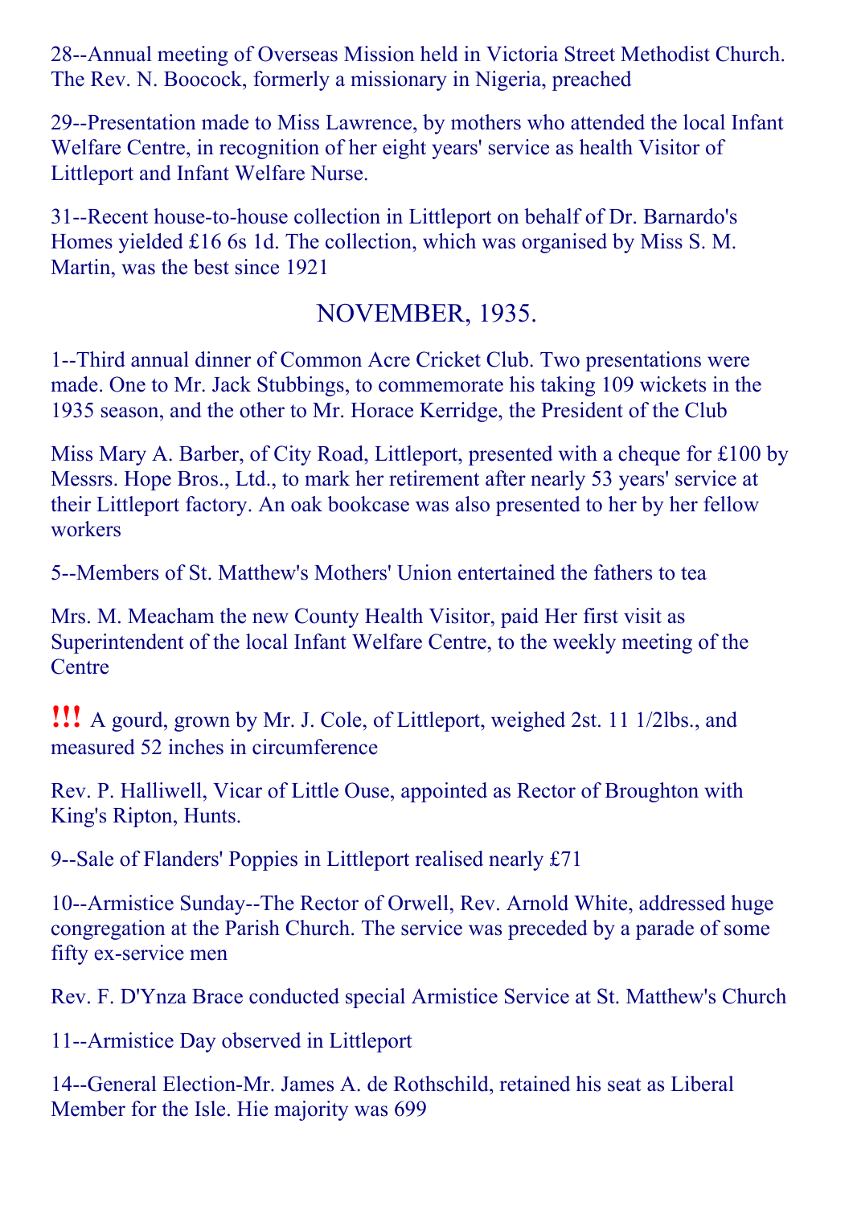28--Annual meeting of Overseas Mission held in Victoria Street Methodist Church. The Rev. N. Boocock, formerly a missionary in Nigeria, preached

29--Presentation made to Miss Lawrence, by mothers who attended the local Infant Welfare Centre, in recognition of her eight years' service as health Visitor of Littleport and Infant Welfare Nurse.

31--Recent house-to-house collection in Littleport on behalf of Dr. Barnardo's Homes yielded £16 6s 1d. The collection, which was organised by Miss S. M. Martin, was the best since 1921

## NOVEMBER, 1935.

1--Third annual dinner of Common Acre Cricket Club. Two presentations were made. One to Mr. Jack Stubbings, to commemorate his taking 109 wickets in the 1935 season, and the other to Mr. Horace Kerridge, the President of the Club

Miss Mary A. Barber, of City Road, Littleport, presented with a cheque for £100 by Messrs. Hope Bros., Ltd., to mark her retirement after nearly 53 years' service at their Littleport factory. An oak bookcase was also presented to her by her fellow workers

5--Members of St. Matthew's Mothers' Union entertained the fathers to tea

Mrs. M. Meacham the new County Health Visitor, paid Her first visit as Superintendent of the local Infant Welfare Centre, to the weekly meeting of the Centre

**!!!** A gourd, grown by Mr. J. Cole, of Littleport, weighed 2st. 11 1/2lbs., and measured 52 inches in circumference

Rev. P. Halliwell, Vicar of Little Ouse, appointed as Rector of Broughton with King's Ripton, Hunts.

9--Sale of Flanders' Poppies in Littleport realised nearly £71

10--Armistice Sunday--The Rector of Orwell, Rev. Arnold White, addressed huge congregation at the Parish Church. The service was preceded by a parade of some fifty ex-service men

Rev. F. D'Ynza Brace conducted special Armistice Service at St. Matthew's Church

11--Armistice Day observed in Littleport

14--General Election-Mr. James A. de Rothschild, retained his seat as Liberal Member for the Isle. Hie majority was 699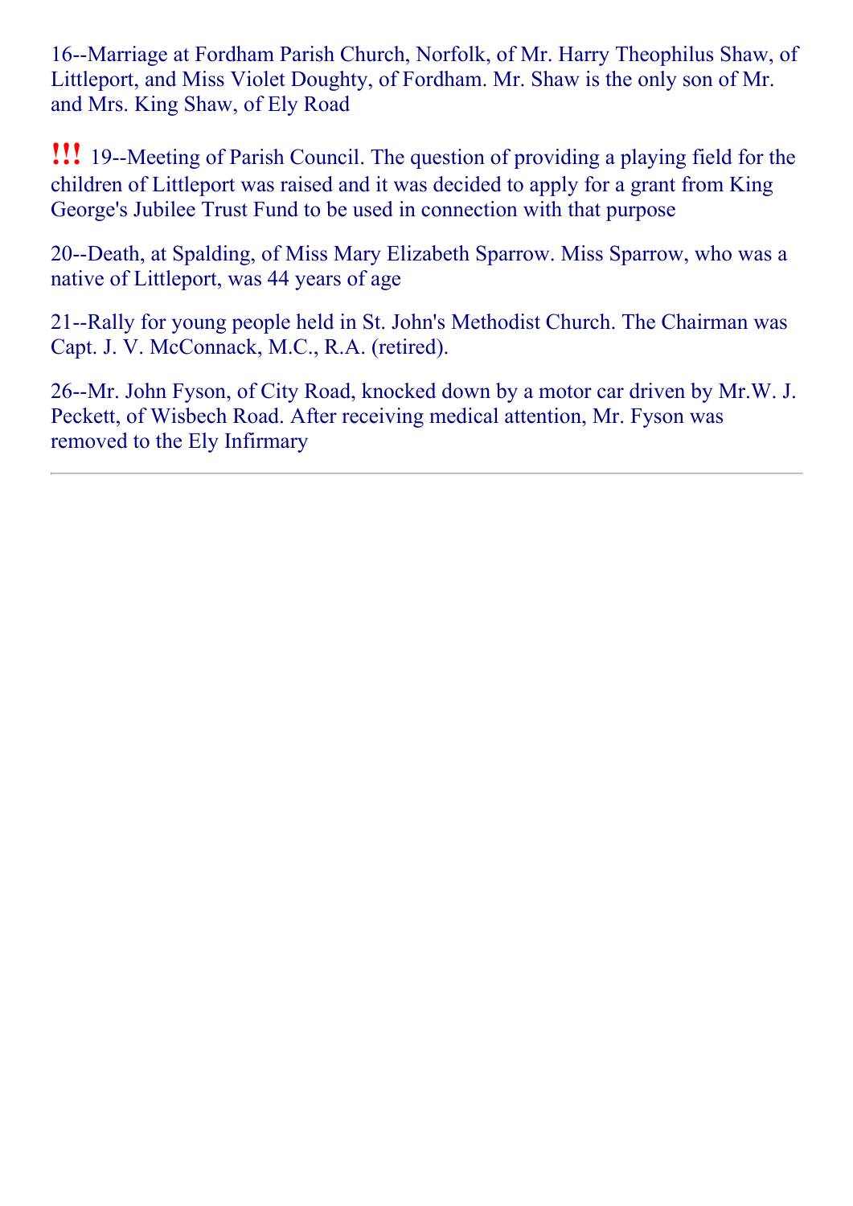16--Marriage at Fordham Parish Church, Norfolk, of Mr. Harry Theophilus Shaw, of Littleport, and Miss Violet Doughty, of Fordham. Mr. Shaw is the only son of Mr. and Mrs. King Shaw, of Ely Road

**!!!** 19--Meeting of Parish Council. The question of providing a playing field for the children of Littleport was raised and it was decided to apply for a grant from King George's Jubilee Trust Fund to be used in connection with that purpose

20--Death, at Spalding, of Miss Mary Elizabeth Sparrow. Miss Sparrow, who was a native of Littleport, was 44 years of age

21--Rally for young people held in St. John's Methodist Church. The Chairman was Capt. J. V. McConnack, M.C., R.A. (retired).

26--Mr. John Fyson, of City Road, knocked down by a motor car driven by Mr.W. J. Peckett, of Wisbech Road. After receiving medical attention, Mr. Fyson was removed to the Ely Infirmary

---